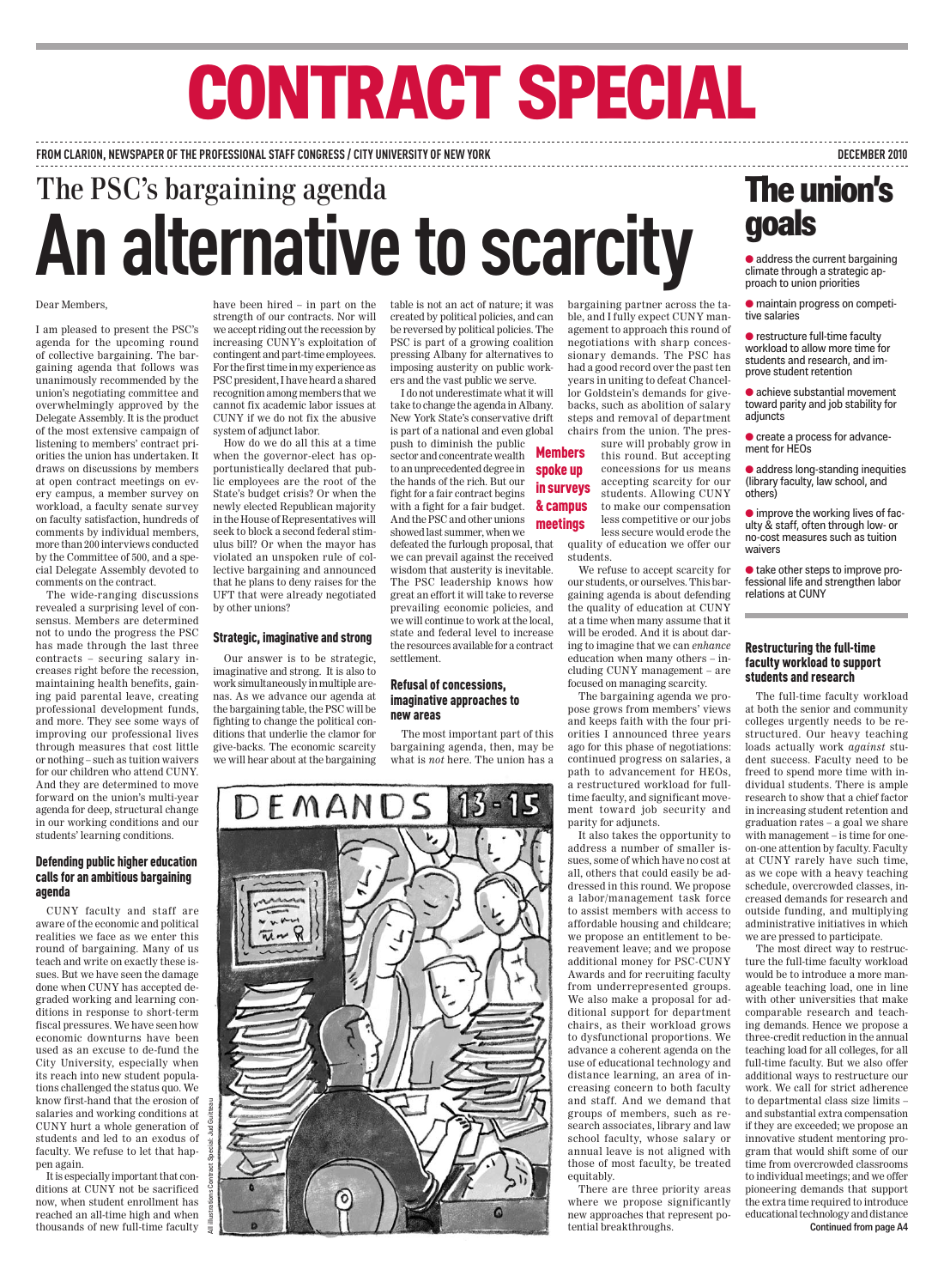# CONTRACT SPECIAL

**FROM CLARION, NEWSPAPER OF THE PROFESSIONAL STAFF CONGRESS / CITY UNIVERSITY OF NEW YORK** **DECEMBER 2010**

## The PSC's bargaining agenda

# An alternative to scarcity

Dear Members,

I am pleased to present the PSC's agenda for the upcoming round of collective bargaining. The bargaining agenda that follows was unanimously recommended by the union's negotiating committee and overwhelmingly approved by the Delegate Assembly. It is the product of the most extensive campaign of listening to members' contract priorities the union has undertaken. It draws on discussions by members at open contract meetings on every campus, a member survey on workload, a faculty senate survey on faculty satisfaction, hundreds of comments by individual members, more than 200 interviews conducted by the Committee of 500, and a special Delegate Assembly devoted to comments on the contract.

The wide-ranging discussions revealed a surprising level of consensus. Members are determined not to undo the progress the PSC has made through the last three contracts – securing salary increases right before the recession, maintaining health benefits, gaining paid parental leave, creating professional development funds, and more. They see some ways of improving our professional lives through measures that cost little or nothing – such as tuition waivers for our children who attend CUNY. And they are determined to move forward on the union's multi-year agenda for deep, structural change in our working conditions and our students' learning conditions.

### Defending public higher education calls for an ambitious bargaining agenda

CUNY faculty and staff are aware of the economic and political realities we face as we enter this round of bargaining. Many of us teach and write on exactly these issues. But we have seen the damage done when CUNY has accepted degraded working and learning conditions in response to short-term fiscal pressures. We have seen how economic downturns have been used as an excuse to de-fund the City University, especially when its reach into new student populations challenged the status quo. We know first-hand that the erosion of salaries and working conditions at CUNY hurt a whole generation of students and led to an exodus of faculty. We refuse to let that happen again.

It is especially important that conditions at CUNY not be sacrificed now, when student enrollment has reached an all-time high and when thousands of new full-time faculty have been hired – in part on the strength of our contracts. Nor will we accept riding out the recession by increasing CUNY's exploitation of contingent and part-time employees. For the first time in my experience as PSC president, I have heard a shared recognition among members that we cannot fix academic labor issues at CUNY if we do not fix the abusive system of adjunct labor.

How do we do all this at a time when the governor-elect has opportunistically declared that public employees are the root of the State's budget crisis? Or when the newly elected Republican majority in the House of Representatives will seek to block a second federal stimulus bill? Or when the mayor has violated an unspoken rule of collective bargaining and announced that he plans to deny raises for the UFT that were already negotiated by other unions?

### Strategic, imaginative and strong

Our answer is to be strategic, imaginative and strong. It is also to work simultaneously in multiple arenas. As we advance our agenda at the bargaining table, the PSC will be fighting to change the political conditions that underlie the clamor for give-backs. The economic scarcity we will hear about at the bargaining table is not an act of nature; it was created by political policies, and can be reversed by political policies. The PSC is part of a growing coalition pressing Albany for alternatives to imposing austerity on public workers and the vast public we serve.

I do not underestimate what it will take to change the agenda in Albany. New York State's conservative drift is part of a national and even global push to diminish the public sector and concentrate wealth to an unprecedented degree in the hands of the rich. But our fight for a fair contract begins with a fight for a fair budget. And the PSC and other unions showed last summer, when we defeated the furlough proposal, that we can prevail against the received wisdom that austerity is inevitable. The PSC leadership knows how great an effort it will take to reverse prevailing economic policies, and we will continue to work at the local, state and federal level to increase the resources available for a contract settlement.

**Members spoke up in surveys & campus meetings**

### Refusal of concessions, imaginative approaches to new areas

The most important part of this bargaining agenda, then, may be what is *not* here. The union has a bargaining partner across the table, and I fully expect CUNY management to approach this round of negotiations with sharp concessionary demands. The PSC has had a good record over the past ten years in uniting to defeat Chancellor Goldstein's demands for give-backs, such as abolition of salary steps and removal of department chairs from the union. The pressure will probably grow in this round. But accepting concessions for us means accepting scarcity for our students. Allowing CUNY to make our compensation less competitive or our jobs less secure would erode the quality of education we offer our students.

We refuse to accept scarcity for our students, or ourselves. This bargaining agenda is about defending the quality of education at CUNY at a time when many assume that it will be eroded. And it is about daring to imagine that we can *enhance* education when many others – including CUNY management – are focused on managing scarcity.

The bargaining agenda we propose grows from members' views and keeps faith with the four priorities I announced three years ago for this phase of negotiations: continued progress on salaries, a path to advancement for HEOs, a restructured workload for full-time faculty, and significant movement toward job security and parity for adjuncts.

It also takes the opportunity to address a number of smaller issues, some of which have no cost at all, others that could easily be addressed in this round. We propose a labor/management task force to assist members with access to affordable housing and childcare; we propose an entitlement to bereavement leave; we propose additional money for PSC-CUNY Awards and for recruiting faculty from underrepresented groups. We also make a proposal for additional support for department chairs, as their workload grows to dysfunctional proportions. We advance a coherent agenda on the use of educational technology and distance learning, an area of increasing concern to both faculty and staff. And we demand that groups of members, such as research associates, library and law school faculty, whose salary or annual leave is not aligned with those of most faculty, be treated equitably.

There are three priority areas where we propose significantly new approaches that represent potential breakthroughs.

DEMANDS 13-15

All illustrations Contract Special: Jud Guitteau

## The union's goals

- address the current bargaining climate through a strategic approach to union priorities
- maintain progress on competitive salaries
- restructure full-time faculty workload to allow more time for students and research, and improve student retention
- achieve substantial movement toward parity and job stability for adjuncts
- create a process for advancement for HEOs
- address long-standing inequities (library faculty, law school, and others)
- improve the working lives of faculty & staff, often through low- or no-cost measures such as tuition waivers
- take other steps to improve professional life and strengthen labor relations at CUNY

### Restructuring the full-time faculty workload to support students and research

The full-time faculty workload at both the senior and community colleges urgently needs to be restructured. Our heavy teaching loads actually work *against* student success. Faculty need to be freed to spend more time with individual students. There is ample research to show that a chief factor in increasing student retention and graduation rates – a goal we share with management – is time for one-on-one attention by faculty. Faculty at CUNY rarely have such time, as we cope with a heavy teaching schedule, overcrowded classes, increased demands for research and outside funding, and multiplying administrative initiatives in which we are pressed to participate.

The most direct way to restructure the full-time faculty workload would be to introduce a more manageable teaching load, one in line with other universities that make comparable research and teaching demands. Hence we propose a three-credit reduction in the annual teaching load for all colleges, for all full-time faculty. But we also offer additional ways to restructure our work. We call for strict adherence to departmental class size limits – and substantial extra compensation if they are exceeded; we propose an innovative student mentoring program that would shift some of our time from overcrowded classrooms to individual meetings; and we offer pioneering demands that support the extra time required to introduce educational technology and distance

Continued from page A4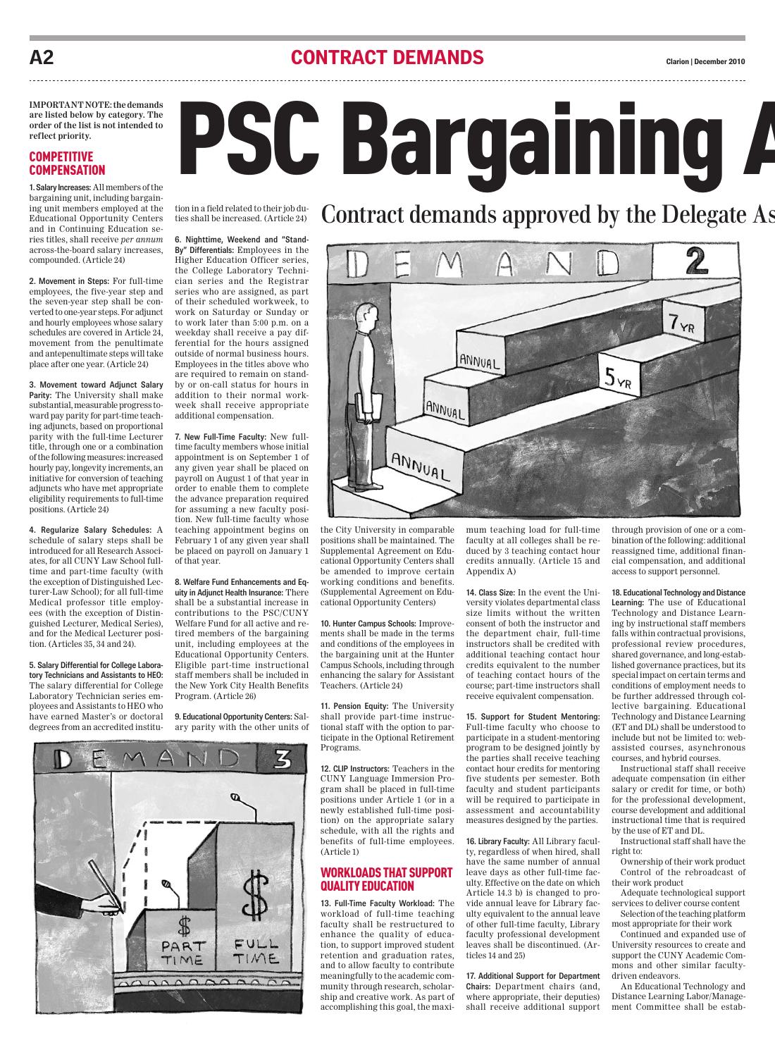# PSC Bargaining A

## Contract demands approved by the Delegate As

**IMPORTANT NOTE: the demands are listed below by category. The order of the list is not intended to reflect priority.**

## COMPETITIVE COMPENSATION

**1. Salary Increases:** All members of the bargaining unit, including bargaining unit members employed at the Educational Opportunity Centers and in Continuing Education series titles, shall receive *per annum* across-the-board salary increases, compounded. (Article 24)

**2. Movement in Steps:** For full-time employees, the five-year step and the seven-year step shall be converted to one-year steps. For adjunct and hourly employees whose salary schedules are covered in Article 24, movement from the penultimate and antepenultimate steps will take place after one year. (Article 24)

**3. Movement toward Adjunct Salary Parity:** The University shall make substantial, measurable progress toward pay parity for part-time teaching adjuncts, based on proportional parity with the full-time Lecturer title, through one or a combination of the following measures: increased hourly pay, longevity increments, an initiative for conversion of teaching adjuncts who have met appropriate eligibility requirements to full-time positions. (Article 24)

**4. Regularize Salary Schedules:** A schedule of salary steps shall be introduced for all Research Associates, for all CUNY Law School full-time and part-time faculty (with the exception of Distinguished Lecturer-Law School); for all full-time Medical professor title employees (with the exception of Distinguished Lecturer, Medical Series), and for the Medical Lecturer position. (Articles 35, 34 and 24).

**5. Salary Differential for College Laboratory Technicians and Assistants to HEO:** The salary differential for College Laboratory Technician series employees and Assistants to HEO who have earned Master's or doctoral degrees from an accredited institution in a field related to their job duties shall be increased. (Article 24)

**6. Nighttime, Weekend and "Stand-By" Differentials:** Employees in the Higher Education Officer series, the College Laboratory Technician series and the Registrar series who are assigned, as part of their scheduled workweek, to work on Saturday or Sunday or to work later than 5:00 p.m. on a weekday shall receive a pay differential for the hours assigned outside of normal business hours. Employees in the titles above who are required to remain on standby or on-call status for hours in addition to their normal workweek shall receive appropriate additional compensation.

**7. New Full-Time Faculty:** New full-time faculty members whose initial appointment is on September 1 of any given year shall be placed on payroll on August 1 of that year in order to enable them to complete the advance preparation required for assuming a new faculty position. New full-time faculty whose teaching appointment begins on February 1 of any given year shall be placed on payroll on January 1 of that year.

**8. Welfare Fund Enhancements and Equity in Adjunct Health Insurance:** There shall be a substantial increase in contributions to the PSC/CUNY Welfare Fund for all active and retired members of the bargaining unit, including employees at the Educational Opportunity Centers. Eligible part-time instructional staff members shall be included in the New York City Health Benefits Program. (Article 26)

**9. Educational Opportunity Centers:** Salary parity with the other units of the City University in comparable positions shall be maintained. The Supplemental Agreement on Educational Opportunity Centers shall be amended to improve certain working conditions and benefits. (Supplemental Agreement on Educational Opportunity Centers)

**10. Hunter Campus Schools:** Improvements shall be made in the terms and conditions of the employees in the bargaining unit at the Hunter Campus Schools, including through enhancing the salary for Assistant Teachers. (Article 24)

**11. Pension Equity:** The University shall provide part-time instructional staff with the option to participate in the Optional Retirement Programs.

**12. CLIP Instructors:** Teachers in the CUNY Language Immersion Program shall be placed in full-time positions under Article 1 (or in a newly established full-time position) on the appropriate salary schedule, with all the rights and benefits of full-time employees. (Article 1)

## WORKLOADS THAT SUPPORT QUALITY EDUCATION

**13. Full-Time Faculty Workload:** The workload of full-time teaching faculty shall be restructured to enhance the quality of education, to support improved student retention and graduation rates, and to allow faculty to contribute meaningfully to the academic community through research, scholarship and creative work. As part of accomplishing this goal, the maximum teaching load for full-time faculty at all colleges shall be reduced by 3 teaching contact hour credits annually. (Article 15 and Appendix A)

**14. Class Size:** In the event the University violates departmental class size limits without the written consent of both the instructor and the department chair, full-time instructors shall be credited with additional teaching contact hour credits equivalent to the number of teaching contact hours of the course; part-time instructors shall receive equivalent compensation.

**15. Support for Student Mentoring:** Full-time faculty who choose to participate in a student-mentoring program to be designed jointly by the parties shall receive teaching contact hour credits for mentoring five students per semester. Both faculty and student participants will be required to participate in assessment and accountability measures designed by the parties.

**16. Library Faculty:** All Library faculty, regardless of when hired, shall have the same number of annual leave days as other full-time faculty. Effective on the date on which Article 14.3 b) is changed to provide annual leave for Library faculty equivalent to the annual leave of other full-time faculty, Library faculty professional development leaves shall be discontinued. (Articles 14 and 25)

**17. Additional Support for Department Chairs:** Department chairs (and, where appropriate, their deputies) shall receive additional support through provision of one or a combination of the following: additional reassigned time, additional financial compensation, and additional access to support personnel.

**18. Educational Technology and Distance Learning:** The use of Educational Technology and Distance Learning by instructional staff members falls within contractual provisions, professional review procedures, shared governance, and long-established governance practices, but its special impact on certain terms and conditions of employment needs to be further addressed through collective bargaining. Educational Technology and Distance Learning (ET and DL) shall be understood to include but not be limited to: web-assisted courses, asynchronous courses, and hybrid courses.

Instructional staff shall receive adequate compensation (in either salary or credit for time, or both) for the professional development, course development and additional instructional time that is required by the use of ET and DL.

Instructional staff shall have the right to:

Ownership of their work product

Control of the rebroadcast of their work product

Adequate technological support services to deliver course content

Selection of the teaching platform most appropriate for their work

Continued and expanded use of University resources to create and support the CUNY Academic Commons and other similar faculty-driven endeavors.

An Educational Technology and Distance Learning Labor/Management Committee shall be estab-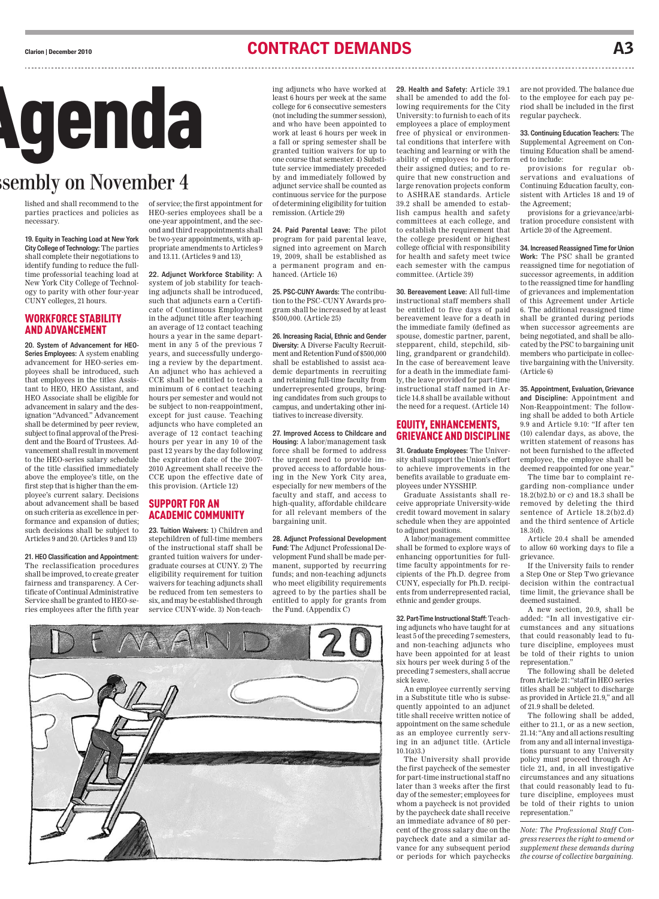# Agenda

## ssembly on November 4

lished and shall recommend to the parties practices and policies as necessary.

**19. Equity in Teaching Load at New York City College of Technology:** The parties shall complete their negotiations to identify funding to reduce the full-time professorial teaching load at New York City College of Technology to parity with other four-year CUNY colleges, 21 hours.

## WORKFORCE STABILITY AND ADVANCEMENT

**20. System of Advancement for HEO-Series Employees:** A system enabling advancement for HEO-series employees shall be introduced, such that employees in the titles Assistant to HEO, HEO Assistant, and HEO Associate shall be eligible for advancement in salary and the designation "Advanced." Advancement shall be determined by peer review, subject to final approval of the President and the Board of Trustees. Advancement shall result in movement to the HEO-series salary schedule of the title classified immediately above the employee's title, on the first step that is higher than the employee's current salary. Decisions about advancement shall be based on such criteria as excellence in performance and expansion of duties; such decisions shall be subject to Articles 9 and 20. (Articles 9 and 13)

**21. HEO Classification and Appointment:** The reclassification procedures shall be improved, to create greater fairness and transparency. A Certificate of Continual Administrative Service shall be granted to HEO-series employees after the fifth year of service; the first appointment for HEO-series employees shall be a one-year appointment, and the second and third reappointments shall be two-year appointments, with appropriate amendments to Articles 9 and 13.11. (Articles 9 and 13).

**22. Adjunct Workforce Stability:** A system of job stability for teaching adjuncts shall be introduced, such that adjuncts earn a Certificate of Continuous Employment in the adjunct title after teaching an average of 12 contact teaching hours a year in the same department in any 5 of the previous 7 years, and successfully undergoing a review by the department. An adjunct who has achieved a CCE shall be entitled to teach a minimum of 6 contact teaching hours per semester and would not be subject to non-reappointment, except for just cause. Teaching adjuncts who have completed an average of 12 contact teaching hours per year in any 10 of the past 12 years by the day following the expiration date of the 2007-2010 Agreement shall receive the CCE upon the effective date of this provision. (Article 12)

## SUPPORT FOR AN ACADEMIC COMMUNITY

**23. Tuition Waivers:** 1) Children and stepchildren of full-time members of the instructional staff shall be granted tuition waivers for undergraduate courses at CUNY. 2) The eligibility requirement for tuition waivers for teaching adjuncts shall be reduced from ten semesters to six, and may be established through service CUNY-wide. 3) Non-teaching adjuncts who have worked at least 6 hours per week at the same college for 6 consecutive semesters (not including the summer session), and who have been appointed to work at least 6 hours per week in a fall or spring semester shall be granted tuition waivers for up to one course that semester. 4) Substitute service immediately preceded by and immediately followed by adjunct service shall be counted as continuous service for the purpose of determining eligibility for tuition remission. (Article 29)

**24. Paid Parental Leave:** The pilot program for paid parental leave, signed into agreement on March 19, 2009, shall be established as a permanent program and enhanced. (Article 16)

**25. PSC-CUNY Awards:** The contribution to the PSC-CUNY Awards program shall be increased by at least $500,000. (Article 25)

**26. Increasing Racial, Ethnic and Gender Diversity:** A Diverse Faculty Recruitment and Retention Fund of $500,000 shall be established to assist academic departments in recruiting and retaining full-time faculty from underrepresented groups, bringing candidates from such groups to campus, and undertaking other initiatives to increase diversity.

**27. Improved Access to Childcare and Housing:** A labor/management task force shall be formed to address the urgent need to provide improved access to affordable housing in the New York City area, especially for new members of the faculty and staff, and access to high-quality, affordable childcare for all relevant members of the bargaining unit.

**28. Adjunct Professional Development Fund:** The Adjunct Professional Development Fund shall be made permanent, supported by recurring funds; and non-teaching adjuncts who meet eligibility requirements agreed to by the parties shall be entitled to apply for grants from the Fund. (Appendix C)

**29. Health and Safety:** Article 39.1 shall be amended to add the following requirements for the City University: to furnish to each of its employees a place of employment free of physical or environmental conditions that interfere with teaching and learning or with the ability of employees to perform their assigned duties; and to require that new construction and large renovation projects conform to ASHRAE standards. Article 39.2 shall be amended to establish campus health and safety committees at each college, and to establish the requirement that the college president or highest college official with responsibility for health and safety meet twice each semester with the campus committee. (Article 39)

**30. Bereavement Leave:** All full-time instructional staff members shall be entitled to five days of paid bereavement leave for a death in the immediate family (defined as spouse, domestic partner, parent, stepparent, child, stepchild, sibling, grandparent or grandchild). In the case of bereavement leave for a death in the immediate family, the leave provided for part-time instructional staff named in Article 14.8 shall be available without the need for a request. (Article 14)

## EQUITY, ENHANCEMENTS, GRIEVANCE AND DISCIPLINE

**31. Graduate Employees:** The University shall support the Union's effort to achieve improvements in the benefits available to graduate employees under NYSSHIP.

Graduate Assistants shall receive appropriate University-wide credit toward movement in salary schedule when they are appointed to adjunct positions.

A labor/management committee shall be formed to explore ways of enhancing opportunities for full-time faculty appointments for recipients of the Ph.D. degree from CUNY, especially for Ph.D. recipients from underrepresented racial, ethnic and gender groups.

**32. Part-Time Instructional Staff:** Teaching adjuncts who have taught for at least 5 of the preceding 7 semesters, and non-teaching adjuncts who have been appointed for at least six hours per week during 5 of the preceding 7 semesters, shall accrue sick leave.

An employee currently serving in a Substitute title who is subsequently appointed to an adjunct title shall receive written notice of appointment on the same schedule as an employee currently serving in an adjunct title. (Article 10.1(a)3.)

The University shall provide the first paycheck of the semester for part-time instructional staff no later than 3 weeks after the first day of the semester; employees for whom a paycheck is not provided by the paycheck date shall receive an immediate advance of 80 percent of the gross salary due on the paycheck date and a similar advance for any subsequent period or periods for which paychecks are not provided. The balance due to the employee for each pay period shall be included in the first regular paycheck.

**33. Continuing Education Teachers:** The Supplemental Agreement on Continuing Education shall be amended to include:

provisions for regular observations and evaluations of Continuing Education faculty, consistent with Articles 18 and 19 of the Agreement;

provisions for a grievance/arbitration procedure consistent with Article 20 of the Agreement.

**34. Increased Reassigned Time for Union Work:** The PSC shall be granted reassigned time for negotiation of successor agreements, in addition to the reassigned time for handling of grievances and implementation of this Agreement under Article 6. The additional reassigned time shall be granted during periods when successor agreements are being negotiated, and shall be allocated by the PSC to bargaining unit members who participate in collective bargaining with the University. (Article 6)

**35. Appointment, Evaluation, Grievance and Discipline:** Appointment and Non-Reappointment: The following shall be added to both Article 9.9 and Article 9.10: "If after ten (10) calendar days, as above, the written statement of reasons has not been furnished to the affected employee, the employee shall be deemed reappointed for one year."

The time bar to complaint regarding non-compliance under 18.2(b)2.b) or c) and 18.3 shall be removed by deleting the third sentence of Article 18.2(b)2.d) and the third sentence of Article 18.3(d).

Article 20.4 shall be amended to allow 60 working days to file a grievance.

If the University fails to render a Step One or Step Two grievance decision within the contractual time limit, the grievance shall be deemed sustained.

A new section, 20.9, shall be added: "In all investigative circumstances and any situations that could reasonably lead to future discipline, employees must be told of their rights to union representation."

The following shall be deleted from Article 21: "staff in HEO series titles shall be subject to discharge as provided in Article 21.9," and all of 21.9 shall be deleted.

The following shall be added, either to 21.1, or as a new section, 21.14: "Any and all actions resulting from any and all internal investigations pursuant to any University policy must proceed through Article 21, and, in all investigative circumstances and any situations that could reasonably lead to future discipline, employees must be told of their rights to union representation."

*Note: The Professional Staff Congress reserves the right to amend or supplement these demands during the course of collective bargaining.*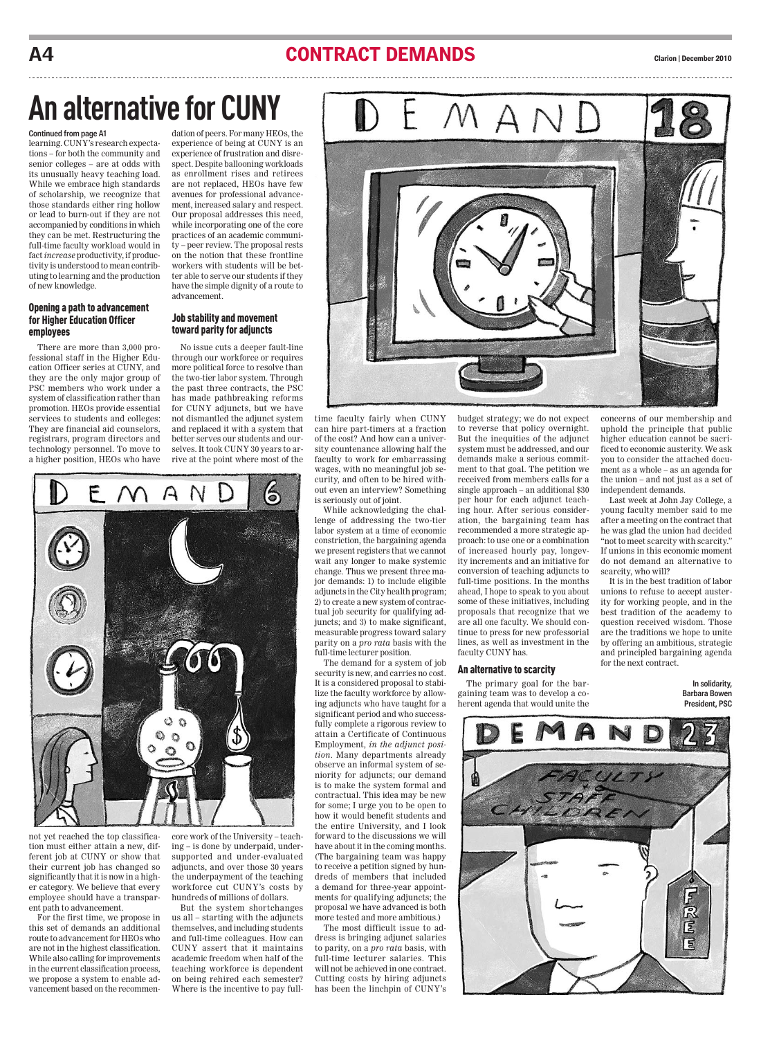# An alternative for CUNY

**Continued from page A1**

learning. CUNY's research expectations – for both the community and senior colleges – are at odds with its unusually heavy teaching load. While we embrace high standards of scholarship, we recognize that those standards either ring hollow or lead to burn-out if they are not accompanied by conditions in which they can be met. Restructuring the full-time faculty workload would in fact *increase* productivity, if productivity is understood to mean contributing to learning and the production of new knowledge.

### Opening a path to advancement for Higher Education Officer employees

There are more than 3,000 professional staff in the Higher Education Officer series at CUNY, and they are the only major group of PSC members who work under a system of classification rather than promotion. HEOs provide essential services to students and colleges: They are financial aid counselors, registrars, program directors and technology personnel. To move to a higher position, HEOs who have not yet reached the top classification must either attain a new, different job at CUNY or show that their current job has changed so significantly that it is now in a higher category. We believe that every employee should have a transparent path to advancement.

For the first time, we propose in this set of demands an additional route to advancement for HEOs who are not in the highest classification. While also calling for improvements in the current classification process, we propose a system to enable advancement based on the recommendation of peers. For many HEOs, the experience of being at CUNY is an experience of frustration and disrespect. Despite ballooning workloads as enrollment rises and retirees are not replaced, HEOs have few avenues for professional advancement, increased salary and respect. Our proposal addresses this need, while incorporating one of the core practices of an academic community – peer review. The proposal rests on the notion that these frontline workers with students will be better able to serve our students if they have the simple dignity of a route to advancement.

### Job stability and movement toward parity for adjuncts

No issue cuts a deeper fault-line through our workforce or requires more political force to resolve than the two-tier labor system. Through the past three contracts, the PSC has made pathbreaking reforms for CUNY adjuncts, but we have not dismantled the adjunct system and replaced it with a system that better serves our students and ourselves. It took CUNY 30 years to arrive at the point where most of the core work of the University – teaching – is done by underpaid, under-supported and under-evaluated adjuncts, and over those 30 years the underpayment of the teaching workforce cut CUNY's costs by hundreds of millions of dollars.

But the system shortchanges us all – starting with the adjuncts themselves, and including students and full-time colleagues. How can CUNY assert that it maintains academic freedom when half of the teaching workforce is dependent on being rehired each semester? Where is the incentive to pay full-time faculty fairly when CUNY can hire part-timers at a fraction of the cost? And how can a university countenance allowing half the faculty to work for embarrassing wages, with no meaningful job security, and often to be hired without even an interview? Something is seriously out of joint.

While acknowledging the challenge of addressing the two-tier labor system at a time of economic constriction, the bargaining agenda we present registers that we cannot wait any longer to make systemic change. Thus we present three major demands: 1) to include eligible adjuncts in the City health program; 2) to create a new system of contractual job security for qualifying adjuncts; and 3) to make significant, measurable progress toward salary parity on a *pro rata* basis with the full-time lecturer position.

The demand for a system of job security is new, and carries no cost. It is a considered proposal to stabilize the faculty workforce by allowing adjuncts who have taught for a significant period and who successfully complete a rigorous review to attain a Certificate of Continuous Employment, *in the adjunct position*. Many departments already observe an informal system of seniority for adjuncts; our demand is to make the system formal and contractual. This idea may be new for some; I urge you to be open to how it would benefit students and the entire University, and I look forward to the discussions we will have about it in the coming months. (The bargaining team was happy to receive a petition signed by hundreds of members that included a demand for three-year appointments for qualifying adjuncts; the proposal we have advanced is both more tested and more ambitious.)

The most difficult issue to address is bringing adjunct salaries to parity, on a *pro rata* basis, with full-time lecturer salaries. This will not be achieved in one contract. Cutting costs by hiring adjuncts has been the linchpin of CUNY's budget strategy; we do not expect to reverse that policy overnight. But the inequities of the adjunct system must be addressed, and our demands make a serious commitment to that goal. The petition we received from members calls for a single approach – an additional $30 per hour for each adjunct teaching hour. After serious consideration, the bargaining team has recommended a more strategic approach: to use one or a combination of increased hourly pay, longevity increments and an initiative for conversion of teaching adjuncts to full-time positions. In the months ahead, I hope to speak to you about some of these initiatives, including proposals that recognize that we are all one faculty. We should continue to press for new professorial lines, as well as investment in the faculty CUNY has.

### An alternative to scarcity

The primary goal for the bargaining team was to develop a coherent agenda that would unite the concerns of our membership and uphold the principle that public higher education cannot be sacrificed to economic austerity. We ask you to consider the attached document as a whole – as an agenda for the union – and not just as a set of independent demands.

Last week at John Jay College, a young faculty member said to me after a meeting on the contract that he was glad the union had decided "not to meet scarcity with scarcity." If unions in this economic moment do not demand an alternative to scarcity, who will?

It is in the best tradition of labor unions to refuse to accept austerity for working people, and in the best tradition of the academy to question received wisdom. Those are the traditions we hope to unite by offering an ambitious, strategic and principled bargaining agenda for the next contract.

In solidarity,
Barbara Bowen
President, PSC